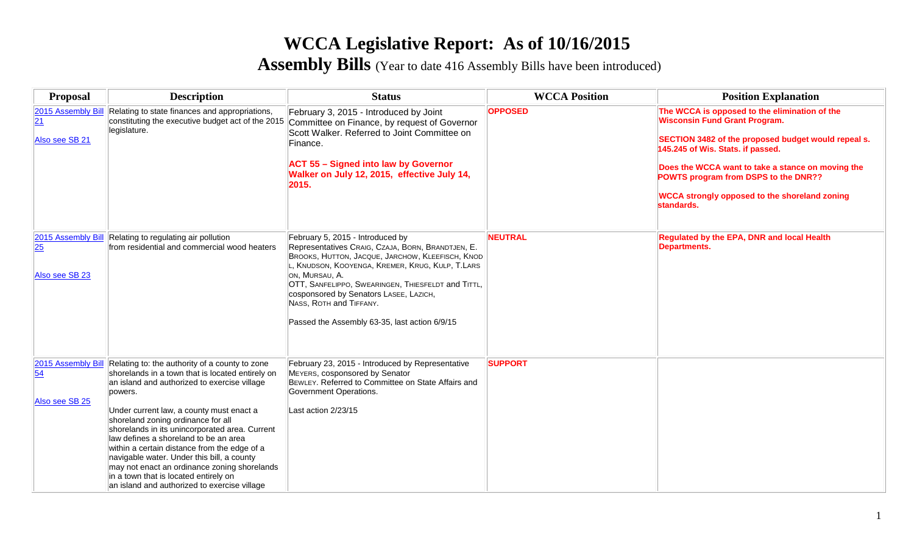# WCCA Legislative Report: As of 10/16/2015

## Assembly Bills (Year to date 416 Assembly Bills have been introduced)

| Proposal | Description | Status | WCCA Position | Position Explanation |
|---|---|---|---|---|
| 2015 Assembly Bill 21<br><br>Also see SB 21 | Relating to state finances and appropriations, constituting the executive budget act of the 2015 legislature. | February 3, 2015 - Introduced by Joint Committee on Finance, by request of Governor Scott Walker. Referred to Joint Committee on Finance.<br><br>**ACT 55 – Signed into law by Governor Walker on July 12, 2015, effective July 14, 2015.** | **OPPOSED** | **The WCCA is opposed to the elimination of the Wisconsin Fund Grant Program.**<br><br>**SECTION 3482 of the proposed budget would repeal s. 145.245 of Wis. Stats. if passed.**<br><br>**Does the WCCA want to take a stance on moving the POWTS program from DSPS to the DNR??**<br><br>**WCCA strongly opposed to the shoreland zoning standards.** |
| 2015 Assembly Bill 25<br><br>Also see SB 23 | Relating to regulating air pollution from residential and commercial wood heaters | February 5, 2015 - Introduced by Representatives Craig, Czaja, Born, Brandtjen, E. Brooks, Hutton, Jacque, Jarchow, Kleefisch, Knodl, Knudson, Kooyenga, Kremer, Krug, Kulp, T.Larson, Mursau, A. Ott, Sanfelippo, Swearingen, Thiesfeldt and Tittl, cosponsored by Senators Lasee, Lazich, Nass, Roth and Tiffany.<br><br>Passed the Assembly 63-35, last action 6/9/15 | **NEUTRAL** | **Regulated by the EPA, DNR and local Health Departments.** |
| 2015 Assembly Bill 54<br><br>Also see SB 25 | Relating to: the authority of a county to zone shorelands in a town that is located entirely on an island and authorized to exercise village powers.<br><br>Under current law, a county must enact a shoreland zoning ordinance for all shorelands in its unincorporated area. Current law defines a shoreland to be an area within a certain distance from the edge of a navigable water. Under this bill, a county may not enact an ordinance zoning shorelands in a town that is located entirely on an island and authorized to exercise village | February 23, 2015 - Introduced by Representative Meyers, cosponsored by Senator Bewley. Referred to Committee on State Affairs and Government Operations.<br><br>Last action 2/23/15 | **SUPPORT** | |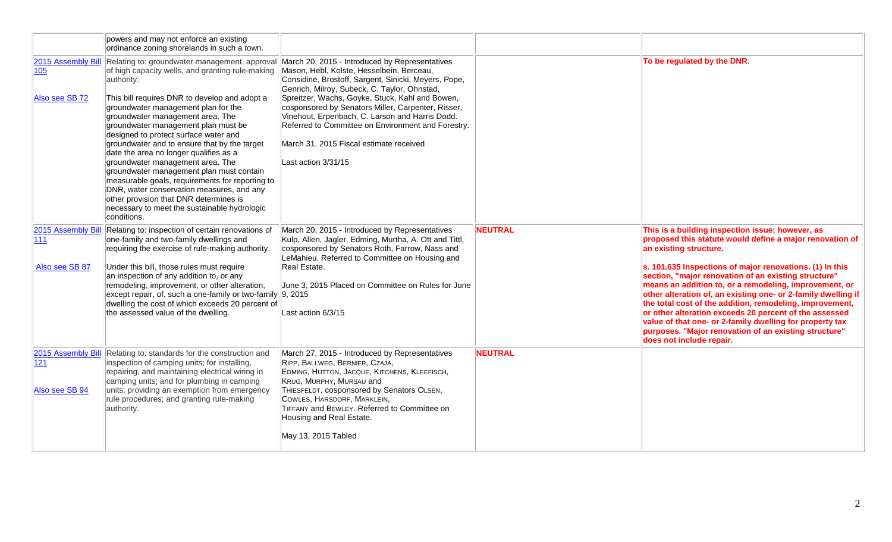| | | | | |
|---|---|---|---|---|
| | powers and may not enforce an existing ordinance zoning shorelands in such a town. | | | |
| 2015 Assembly Bill 105<br><br>Also see SB 72 | Relating to: groundwater management, approval of high capacity wells, and granting rule-making authority.<br><br>This bill requires DNR to develop and adopt a groundwater management plan for the groundwater management area. The groundwater management plan must be designed to protect surface water and groundwater and to ensure that by the target date the area no longer qualifies as a groundwater management area. The groundwater management plan must contain measurable goals, requirements for reporting to DNR, water conservation measures, and any other provision that DNR determines is necessary to meet the sustainable hydrologic conditions. | March 20, 2015 - Introduced by Representatives Mason, Hebl, Kolste, Hesselbein, Berceau, Considine, Brostoff, Sargent, Sinicki, Meyers, Pope, Genrich, Milroy, Subeck, C. Taylor, Ohnstad, Spreitzer, Wachs, Goyke, Stuck, Kahl and Bowen, cosponsored by Senators Miller, Carpenter, Risser, Vinehout, Erpenbach, C. Larson and Harris Dodd. Referred to Committee on Environment and Forestry.<br><br>March 31, 2015 Fiscal estimate received<br><br>Last action 3/31/15 | | **To be regulated by the DNR.** |
| 2015 Assembly Bill 111<br><br>Also see SB 87 | Relating to: inspection of certain renovations of one-family and two-family dwellings and requiring the exercise of rule-making authority.<br><br>Under this bill, those rules must require an inspection of any addition to, or any remodeling, improvement, or other alteration, except repair, of, such a one-family or two-family dwelling the cost of which exceeds 20 percent of the assessed value of the dwelling. | March 20, 2015 - Introduced by Representatives Kulp, Allen, Jagler, Edming, Murtha, A. Ott and Tittl, cosponsored by Senators Roth, Farrow, Nass and LeMahieu. Referred to Committee on Housing and Real Estate.<br><br>June 3, 2015 Placed on Committee on Rules for June 9, 2015<br><br>Last action 6/3/15 | **NEUTRAL** | **This is a building inspection issue; however, as proposed this statute would define a major renovation of an existing structure.**<br><br>**s. 101.635 Inspections of major renovations. (1) In this section, "major renovation of an existing structure" means an addition to, or a remodeling, improvement, or other alteration of, an existing one- or 2-family dwelling if the total cost of the addition, remodeling, improvement, or other alteration exceeds 20 percent of the assessed value of that one- or 2-family dwelling for property tax purposes. "Major renovation of an existing structure" does not include repair.** |
| 2015 Assembly Bill 121<br><br>Also see SB 94 | Relating to: standards for the construction and inspection of camping units; for installing, repairing, and maintaining electrical wiring in camping units; and for plumbing in camping units; providing an exemption from emergency rule procedures; and granting rule-making authority. | March 27, 2015 - Introduced by Representatives Ripp, Ballweg, Bernier, Czaja, Edming, Hutton, Jacque, Kitchens, Kleefisch, Krug, Murphy, Mursau and Thiesfeldt, cosponsored by Senators Olsen, Cowles, Harsdorf, Marklein, Tiffany and Bewley. Referred to Committee on Housing and Real Estate.<br><br>May 13, 2015 Tabled | **NEUTRAL** | |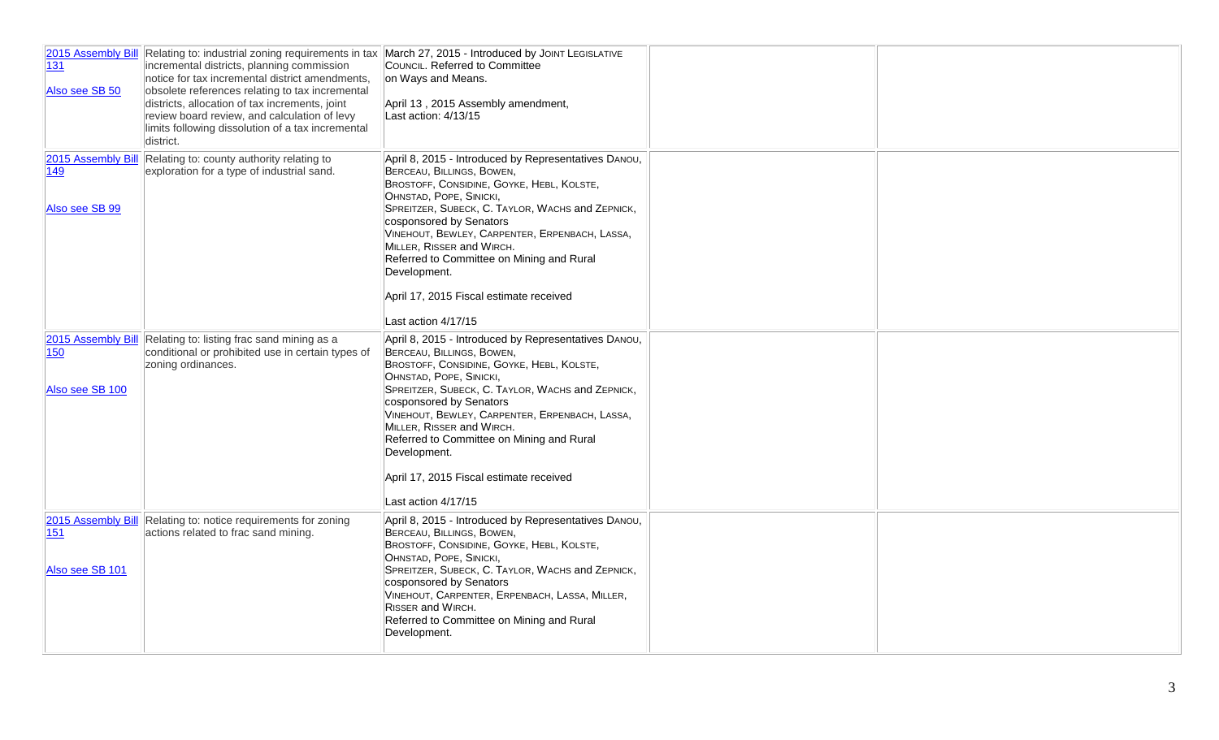| | | | | |
|---|---|---|---|---|
| 2015 Assembly Bill 131<br><br>Also see SB 50 | Relating to: industrial zoning requirements in tax incremental districts, planning commission notice for tax incremental district amendments, obsolete references relating to tax incremental districts, allocation of tax increments, joint review board review, and calculation of levy limits following dissolution of a tax incremental district. | March 27, 2015 - Introduced by JOINT LEGISLATIVE COUNCIL. Referred to Committee on Ways and Means.<br><br>April 13 , 2015 Assembly amendment,<br>Last action: 4/13/15 | | |
| 2015 Assembly Bill 149<br><br>Also see SB 99 | Relating to: county authority relating to exploration for a type of industrial sand. | April 8, 2015 - Introduced by Representatives DANOU, BERCEAU, BILLINGS, BOWEN, BROSTOFF, CONSIDINE, GOYKE, HEBL, KOLSTE, OHNSTAD, POPE, SINICKI, SPREITZER, SUBECK, C. TAYLOR, WACHS and ZEPNICK, cosponsored by Senators VINEHOUT, BEWLEY, CARPENTER, ERPENBACH, LASSA, MILLER, RISSER and WIRCH. Referred to Committee on Mining and Rural Development.<br><br>April 17, 2015 Fiscal estimate received<br><br>Last action 4/17/15 | | |
| 2015 Assembly Bill 150<br><br>Also see SB 100 | Relating to: listing frac sand mining as a conditional or prohibited use in certain types of zoning ordinances. | April 8, 2015 - Introduced by Representatives DANOU, BERCEAU, BILLINGS, BOWEN, BROSTOFF, CONSIDINE, GOYKE, HEBL, KOLSTE, OHNSTAD, POPE, SINICKI, SPREITZER, SUBECK, C. TAYLOR, WACHS and ZEPNICK, cosponsored by Senators VINEHOUT, BEWLEY, CARPENTER, ERPENBACH, LASSA, MILLER, RISSER and WIRCH. Referred to Committee on Mining and Rural Development.<br><br>April 17, 2015 Fiscal estimate received<br><br>Last action 4/17/15 | | |
| 2015 Assembly Bill 151<br><br>Also see SB 101 | Relating to: notice requirements for zoning actions related to frac sand mining. | April 8, 2015 - Introduced by Representatives DANOU, BERCEAU, BILLINGS, BOWEN, BROSTOFF, CONSIDINE, GOYKE, HEBL, KOLSTE, OHNSTAD, POPE, SINICKI, SPREITZER, SUBECK, C. TAYLOR, WACHS and ZEPNICK, cosponsored by Senators VINEHOUT, CARPENTER, ERPENBACH, LASSA, MILLER, RISSER and WIRCH. Referred to Committee on Mining and Rural Development. | | |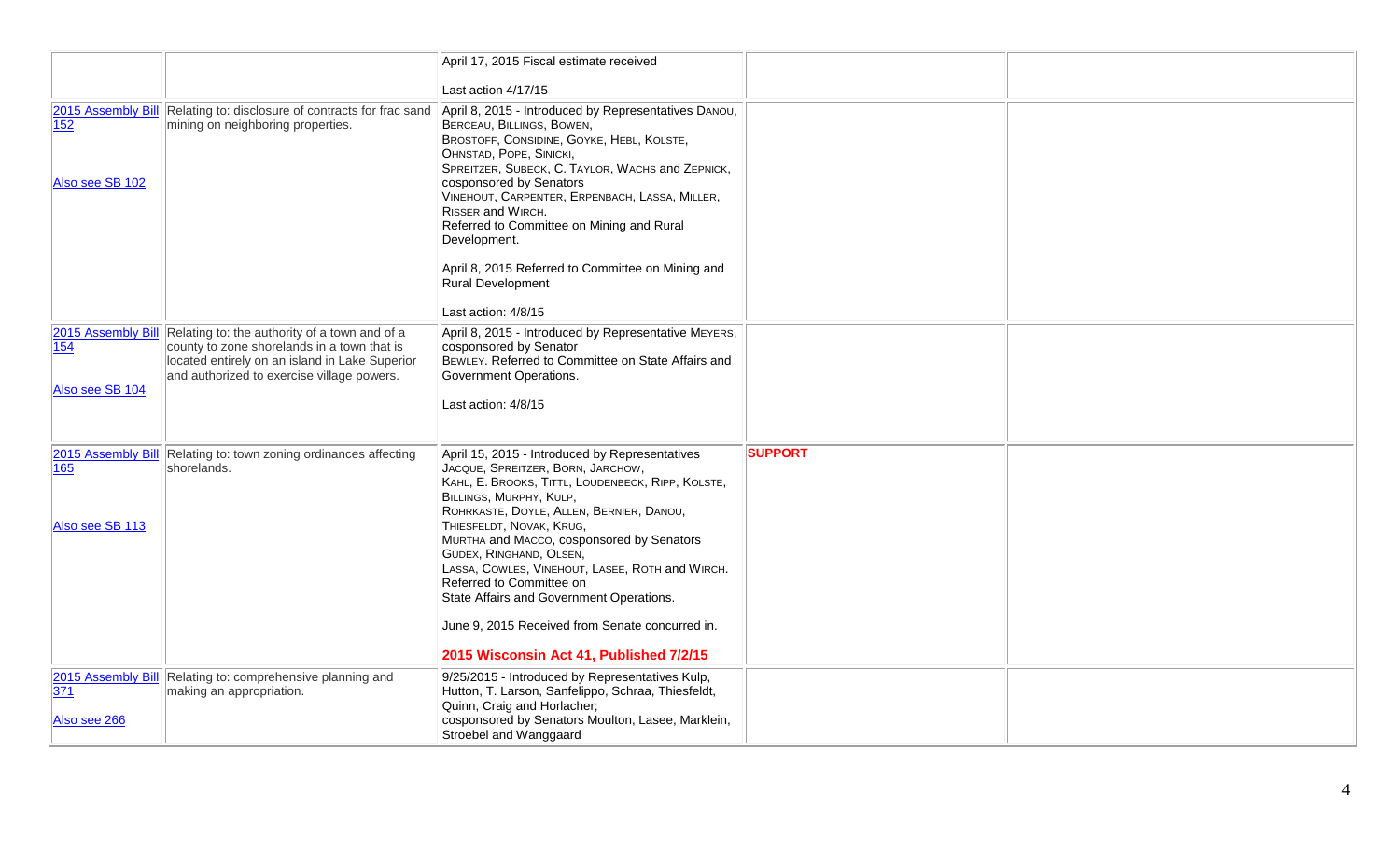| | | | | |
|---|---|---|---|---|
| | | April 17, 2015 Fiscal estimate received<br><br>Last action 4/17/15 | | |
| 2015 Assembly Bill 152<br><br>Also see SB 102 | Relating to: disclosure of contracts for frac sand mining on neighboring properties. | April 8, 2015 - Introduced by Representatives Danou, Berceau, Billings, Bowen, Brostoff, Considine, Goyke, Hebl, Kolste, Ohnstad, Pope, Sinicki, Spreitzer, Subeck, C. Taylor, Wachs and Zepnick, cosponsored by Senators Vinehout, Carpenter, Erpenbach, Lassa, Miller, Risser and Wirch. Referred to Committee on Mining and Rural Development.<br><br>April 8, 2015 Referred to Committee on Mining and Rural Development<br><br>Last action: 4/8/15 | | |
| 2015 Assembly Bill 154<br><br>Also see SB 104 | Relating to: the authority of a town and of a county to zone shorelands in a town that is located entirely on an island in Lake Superior and authorized to exercise village powers. | April 8, 2015 - Introduced by Representative Meyers, cosponsored by Senator Bewley. Referred to Committee on State Affairs and Government Operations.<br><br>Last action: 4/8/15 | | |
| 2015 Assembly Bill 165<br><br>Also see SB 113 | Relating to: town zoning ordinances affecting shorelands. | April 15, 2015 - Introduced by Representatives Jacque, Spreitzer, Born, Jarchow, Kahl, E. Brooks, Tittl, Loudenbeck, Ripp, Kolste, Billings, Murphy, Kulp, Rohrkaste, Doyle, Allen, Bernier, Danou, Thiesfeldt, Novak, Krug, Murtha and Macco, cosponsored by Senators Gudex, Ringhand, Olsen, Lassa, Cowles, Vinehout, Lasee, Roth and Wirch. Referred to Committee on State Affairs and Government Operations.<br><br>June 9, 2015 Received from Senate concurred in.<br><br>**2015 Wisconsin Act 41, Published 7/2/15** | **SUPPORT** | |
| 2015 Assembly Bill 371<br><br>Also see 266 | Relating to: comprehensive planning and making an appropriation. | 9/25/2015 - Introduced by Representatives Kulp, Hutton, T. Larson, Sanfelippo, Schraa, Thiesfeldt, Quinn, Craig and Horlacher; cosponsored by Senators Moulton, Lasee, Marklein, Stroebel and Wanggaard | | |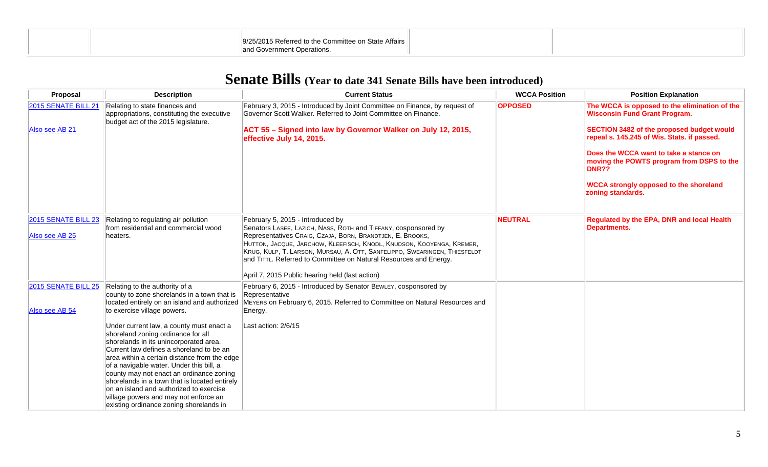| | | 9/25/2015 Referred to the Committee on State Affairs and Government Operations. | | |
|---|---|---|---|---|

# Senate Bills (Year to date 341 Senate Bills have been introduced)

| Proposal | Description | Current Status | WCCA Position | Position Explanation |
|---|---|---|---|---|
| 2015 SENATE BILL 21<br><br>Also see AB 21 | Relating to state finances and appropriations, constituting the executive budget act of the 2015 legislature. | February 3, 2015 - Introduced by Joint Committee on Finance, by request of Governor Scott Walker. Referred to Joint Committee on Finance.<br><br>**ACT 55 – Signed into law by Governor Walker on July 12, 2015, effective July 14, 2015.** | **OPPOSED** | **The WCCA is opposed to the elimination of the Wisconsin Fund Grant Program.**<br><br>**SECTION 3482 of the proposed budget would repeal s. 145.245 of Wis. Stats. if passed.**<br><br>**Does the WCCA want to take a stance on moving the POWTS program from DSPS to the DNR??**<br><br>**WCCA strongly opposed to the shoreland zoning standards.** |
| 2015 SENATE BILL 23<br><br>Also see AB 25 | Relating to regulating air pollution from residential and commercial wood heaters. | February 5, 2015 - Introduced by Senators LASEE, LAZICH, NASS, ROTH and TIFFANY, cosponsored by Representatives CRAIG, CZAJA, BORN, BRANDTJEN, E. BROOKS, HUTTON, JACQUE, JARCHOW, KLEEFISCH, KNODL, KNUDSON, KOOYENGA, KREMER, KRUG, KULP, T. LARSON, MURSAU, A. OTT, SANFELIPPO, SWEARINGEN, THIESFELDT and TITTL. Referred to Committee on Natural Resources and Energy.<br><br>April 7, 2015 Public hearing held (last action) | **NEUTRAL** | **Regulated by the EPA, DNR and local Health Departments.** |
| 2015 SENATE BILL 25<br><br>Also see AB 54 | Relating to the authority of a county to zone shorelands in a town that is located entirely on an island and authorized to exercise village powers.<br><br>Under current law, a county must enact a shoreland zoning ordinance for all shorelands in its unincorporated area. Current law defines a shoreland to be an area within a certain distance from the edge of a navigable water. Under this bill, a county may not enact an ordinance zoning shorelands in a town that is located entirely on an island and authorized to exercise village powers and may not enforce an existing ordinance zoning shorelands in | February 6, 2015 - Introduced by Senator BEWLEY, cosponsored by Representative MEYERS on February 6, 2015. Referred to Committee on Natural Resources and Energy.<br><br>Last action: 2/6/15 | | |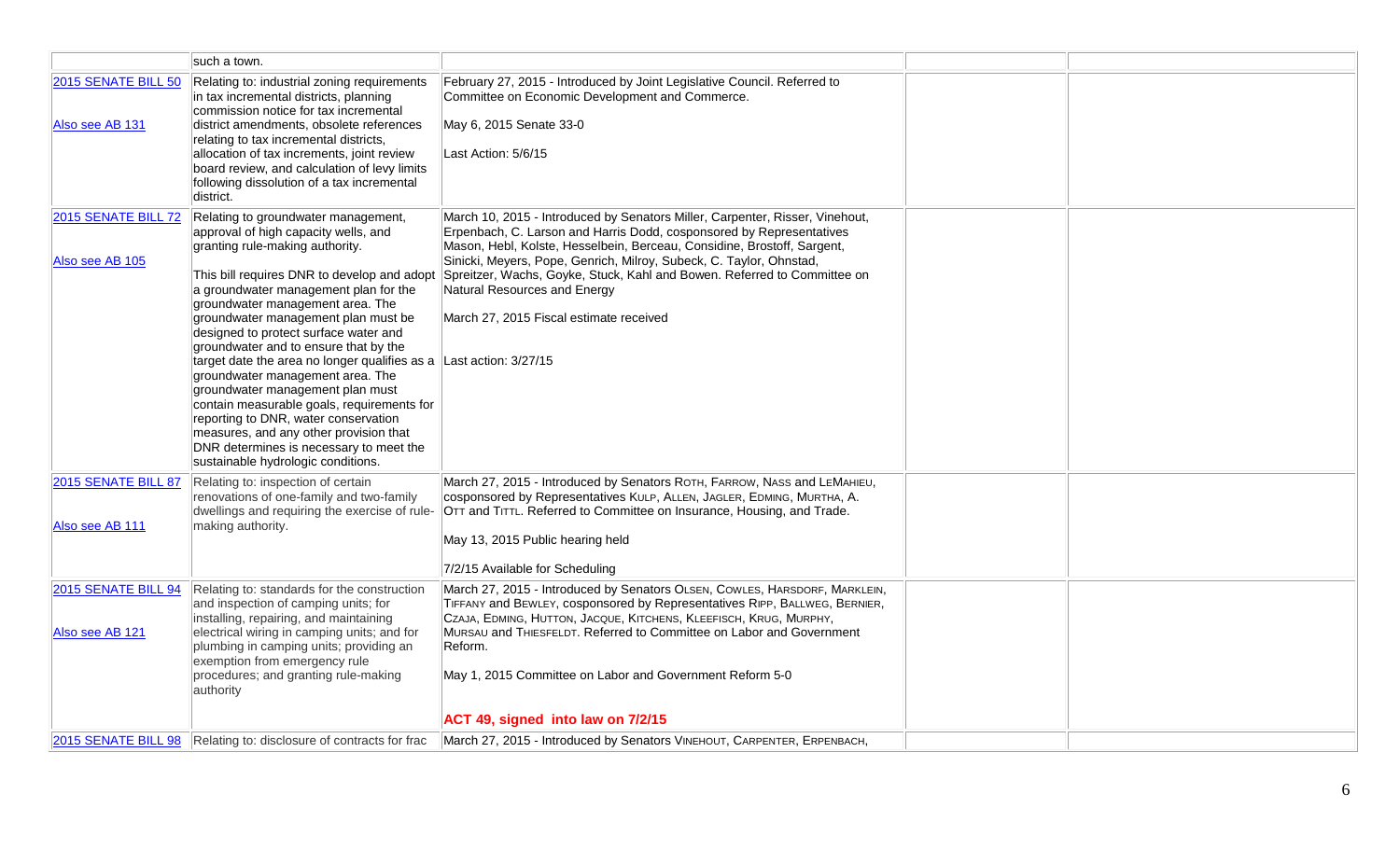| | | | | |
|---|---|---|---|---|
| | such a town. | | | |
| 2015 SENATE BILL 50<br><br>Also see AB 131 | Relating to: industrial zoning requirements in tax incremental districts, planning commission notice for tax incremental district amendments, obsolete references relating to tax incremental districts, allocation of tax increments, joint review board review, and calculation of levy limits following dissolution of a tax incremental district. | February 27, 2015 - Introduced by Joint Legislative Council. Referred to Committee on Economic Development and Commerce.<br><br>May 6, 2015 Senate 33-0<br><br>Last Action: 5/6/15 | | |
| 2015 SENATE BILL 72<br><br>Also see AB 105 | Relating to groundwater management, approval of high capacity wells, and granting rule-making authority.<br><br>This bill requires DNR to develop and adopt a groundwater management plan for the groundwater management area. The groundwater management plan must be designed to protect surface water and groundwater and to ensure that by the target date the area no longer qualifies as a groundwater management area. The groundwater management plan must contain measurable goals, requirements for reporting to DNR, water conservation measures, and any other provision that DNR determines is necessary to meet the sustainable hydrologic conditions. | March 10, 2015 - Introduced by Senators Miller, Carpenter, Risser, Vinehout, Erpenbach, C. Larson and Harris Dodd, cosponsored by Representatives Mason, Hebl, Kolste, Hesselbein, Berceau, Considine, Brostoff, Sargent, Sinicki, Meyers, Pope, Genrich, Milroy, Subeck, C. Taylor, Ohnstad, Spreitzer, Wachs, Goyke, Stuck, Kahl and Bowen. Referred to Committee on Natural Resources and Energy<br><br>March 27, 2015 Fiscal estimate received<br><br>Last action: 3/27/15 | | |
| 2015 SENATE BILL 87<br><br>Also see AB 111 | Relating to: inspection of certain renovations of one-family and two-family dwellings and requiring the exercise of rule-making authority. | March 27, 2015 - Introduced by Senators Roth, Farrow, Nass and LeMahieu, cosponsored by Representatives Kulp, Allen, Jagler, Edming, Murtha, A. Ott and Tittl. Referred to Committee on Insurance, Housing, and Trade.<br><br>May 13, 2015 Public hearing held<br><br>7/2/15 Available for Scheduling | | |
| 2015 SENATE BILL 94<br><br>Also see AB 121 | Relating to: standards for the construction and inspection of camping units; for installing, repairing, and maintaining electrical wiring in camping units; and for plumbing in camping units; providing an exemption from emergency rule procedures; and granting rule-making authority | March 27, 2015 - Introduced by Senators Olsen, Cowles, Harsdorf, Marklein, Tiffany and Bewley, cosponsored by Representatives Ripp, Ballweg, Bernier, Czaja, Edming, Hutton, Jacque, Kitchens, Kleefisch, Krug, Murphy, Mursau and Thiesfeldt. Referred to Committee on Labor and Government Reform.<br><br>May 1, 2015 Committee on Labor and Government Reform 5-0<br><br>**ACT 49, signed into law on 7/2/15** | | |
| 2015 SENATE BILL 98 | Relating to: disclosure of contracts for frac | March 27, 2015 - Introduced by Senators Vinehout, Carpenter, Erpenbach, | | |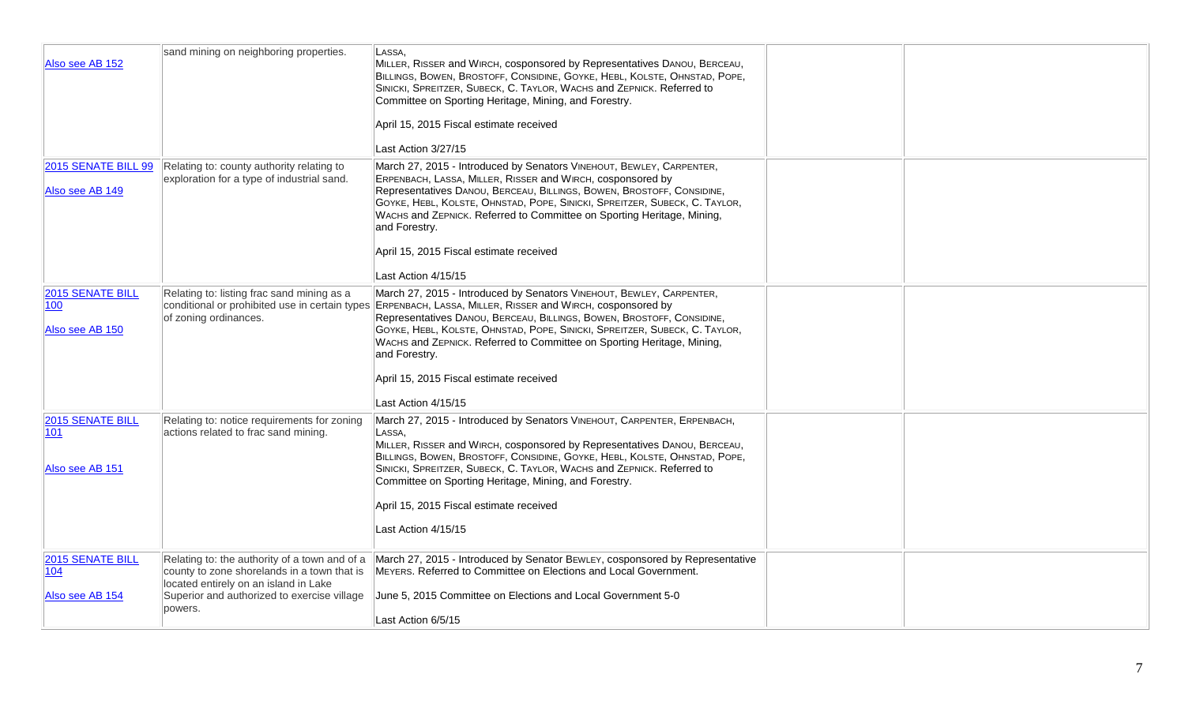| | | | | |
|---|---|---|---|---|
| Also see AB 152 | sand mining on neighboring properties. | LASSA, MILLER, RISSER and WIRCH, cosponsored by Representatives DANOU, BERCEAU, BILLINGS, BOWEN, BROSTOFF, CONSIDINE, GOYKE, HEBL, KOLSTE, OHNSTAD, POPE, SINICKI, SPREITZER, SUBECK, C. TAYLOR, WACHS and ZEPNICK. Referred to Committee on Sporting Heritage, Mining, and Forestry.<br><br>April 15, 2015 Fiscal estimate received<br><br>Last Action 3/27/15 | | |
| 2015 SENATE BILL 99<br><br>Also see AB 149 | Relating to: county authority relating to exploration for a type of industrial sand. | March 27, 2015 - Introduced by Senators VINEHOUT, BEWLEY, CARPENTER, ERPENBACH, LASSA, MILLER, RISSER and WIRCH, cosponsored by Representatives DANOU, BERCEAU, BILLINGS, BOWEN, BROSTOFF, CONSIDINE, GOYKE, HEBL, KOLSTE, OHNSTAD, POPE, SINICKI, SPREITZER, SUBECK, C. TAYLOR, WACHS and ZEPNICK. Referred to Committee on Sporting Heritage, Mining, and Forestry.<br><br>April 15, 2015 Fiscal estimate received<br><br>Last Action 4/15/15 | | |
| 2015 SENATE BILL 100<br><br>Also see AB 150 | Relating to: listing frac sand mining as a conditional or prohibited use in certain types of zoning ordinances. | March 27, 2015 - Introduced by Senators VINEHOUT, BEWLEY, CARPENTER, ERPENBACH, LASSA, MILLER, RISSER and WIRCH, cosponsored by Representatives DANOU, BERCEAU, BILLINGS, BOWEN, BROSTOFF, CONSIDINE, GOYKE, HEBL, KOLSTE, OHNSTAD, POPE, SINICKI, SPREITZER, SUBECK, C. TAYLOR, WACHS and ZEPNICK. Referred to Committee on Sporting Heritage, Mining, and Forestry.<br><br>April 15, 2015 Fiscal estimate received<br><br>Last Action 4/15/15 | | |
| 2015 SENATE BILL 101<br><br>Also see AB 151 | Relating to: notice requirements for zoning actions related to frac sand mining. | March 27, 2015 - Introduced by Senators VINEHOUT, CARPENTER, ERPENBACH, LASSA, MILLER, RISSER and WIRCH, cosponsored by Representatives DANOU, BERCEAU, BILLINGS, BOWEN, BROSTOFF, CONSIDINE, GOYKE, HEBL, KOLSTE, OHNSTAD, POPE, SINICKI, SPREITZER, SUBECK, C. TAYLOR, WACHS and ZEPNICK. Referred to Committee on Sporting Heritage, Mining, and Forestry.<br><br>April 15, 2015 Fiscal estimate received<br><br>Last Action 4/15/15 | | |
| 2015 SENATE BILL 104<br><br>Also see AB 154 | Relating to: the authority of a town and of a county to zone shorelands in a town that is located entirely on an island in Lake Superior and authorized to exercise village powers. | March 27, 2015 - Introduced by Senator BEWLEY, cosponsored by Representative MEYERS. Referred to Committee on Elections and Local Government.<br><br>June 5, 2015 Committee on Elections and Local Government 5-0<br><br>Last Action 6/5/15 | | |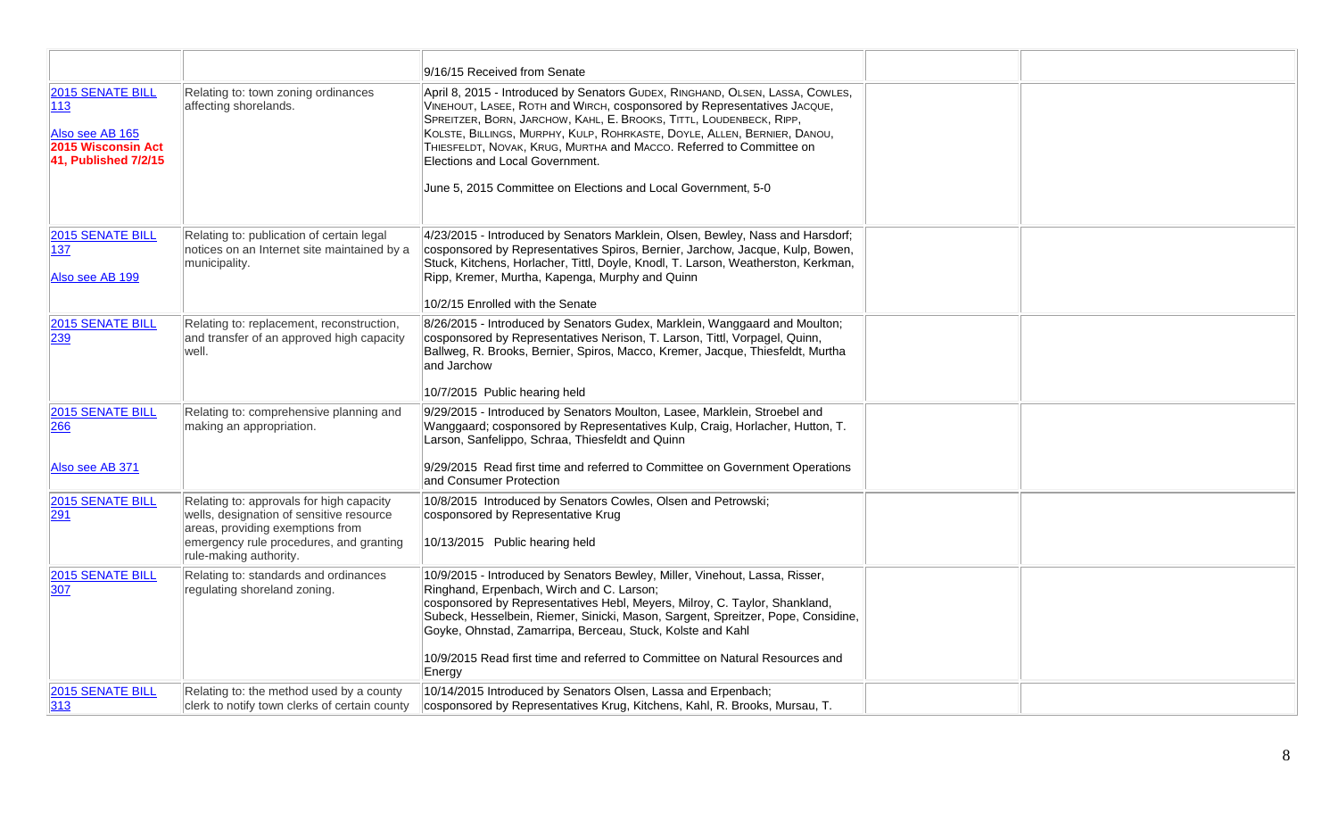| | | | | |
|---|---|---|---|---|
| | | 9/16/15 Received from Senate | | |
| 2015 SENATE BILL 113<br><br>Also see AB 165<br>**2015 Wisconsin Act 41, Published 7/2/15** | Relating to: town zoning ordinances affecting shorelands. | April 8, 2015 - Introduced by Senators Gudex, Ringhand, Olsen, Lassa, Cowles, Vinehout, Lasee, Roth and Wirch, cosponsored by Representatives Jacque, Spreitzer, Born, Jarchow, Kahl, E. Brooks, Tittl, Loudenbeck, Ripp, Kolste, Billings, Murphy, Kulp, Rohrkaste, Doyle, Allen, Bernier, Danou, Thiesfeldt, Novak, Krug, Murtha and Macco. Referred to Committee on Elections and Local Government.<br><br>June 5, 2015 Committee on Elections and Local Government, 5-0 | | |
| 2015 SENATE BILL 137<br><br>Also see AB 199 | Relating to: publication of certain legal notices on an Internet site maintained by a municipality. | 4/23/2015 - Introduced by Senators Marklein, Olsen, Bewley, Nass and Harsdorf; cosponsored by Representatives Spiros, Bernier, Jarchow, Jacque, Kulp, Bowen, Stuck, Kitchens, Horlacher, Tittl, Doyle, Knodl, T. Larson, Weatherston, Kerkman, Ripp, Kremer, Murtha, Kapenga, Murphy and Quinn<br><br>10/2/15 Enrolled with the Senate | | |
| 2015 SENATE BILL 239 | Relating to: replacement, reconstruction, and transfer of an approved high capacity well. | 8/26/2015 - Introduced by Senators Gudex, Marklein, Wanggaard and Moulton; cosponsored by Representatives Nerison, T. Larson, Tittl, Vorpagel, Quinn, Ballweg, R. Brooks, Bernier, Spiros, Macco, Kremer, Jacque, Thiesfeldt, Murtha and Jarchow<br><br>10/7/2015 Public hearing held | | |
| 2015 SENATE BILL 266<br><br>Also see AB 371 | Relating to: comprehensive planning and making an appropriation. | 9/29/2015 - Introduced by Senators Moulton, Lasee, Marklein, Stroebel and Wanggaard; cosponsored by Representatives Kulp, Craig, Horlacher, Hutton, T. Larson, Sanfelippo, Schraa, Thiesfeldt and Quinn<br><br>9/29/2015 Read first time and referred to Committee on Government Operations and Consumer Protection | | |
| 2015 SENATE BILL 291 | Relating to: approvals for high capacity wells, designation of sensitive resource areas, providing exemptions from emergency rule procedures, and granting rule-making authority. | 10/8/2015 Introduced by Senators Cowles, Olsen and Petrowski; cosponsored by Representative Krug<br><br>10/13/2015 Public hearing held | | |
| 2015 SENATE BILL 307 | Relating to: standards and ordinances regulating shoreland zoning. | 10/9/2015 - Introduced by Senators Bewley, Miller, Vinehout, Lassa, Risser, Ringhand, Erpenbach, Wirch and C. Larson;<br>cosponsored by Representatives Hebl, Meyers, Milroy, C. Taylor, Shankland, Subeck, Hesselbein, Riemer, Sinicki, Mason, Sargent, Spreitzer, Pope, Considine, Goyke, Ohnstad, Zamarripa, Berceau, Stuck, Kolste and Kahl<br><br>10/9/2015 Read first time and referred to Committee on Natural Resources and Energy | | |
| 2015 SENATE BILL 313 | Relating to: the method used by a county clerk to notify town clerks of certain county | 10/14/2015 Introduced by Senators Olsen, Lassa and Erpenbach; cosponsored by Representatives Krug, Kitchens, Kahl, R. Brooks, Mursau, T. | | |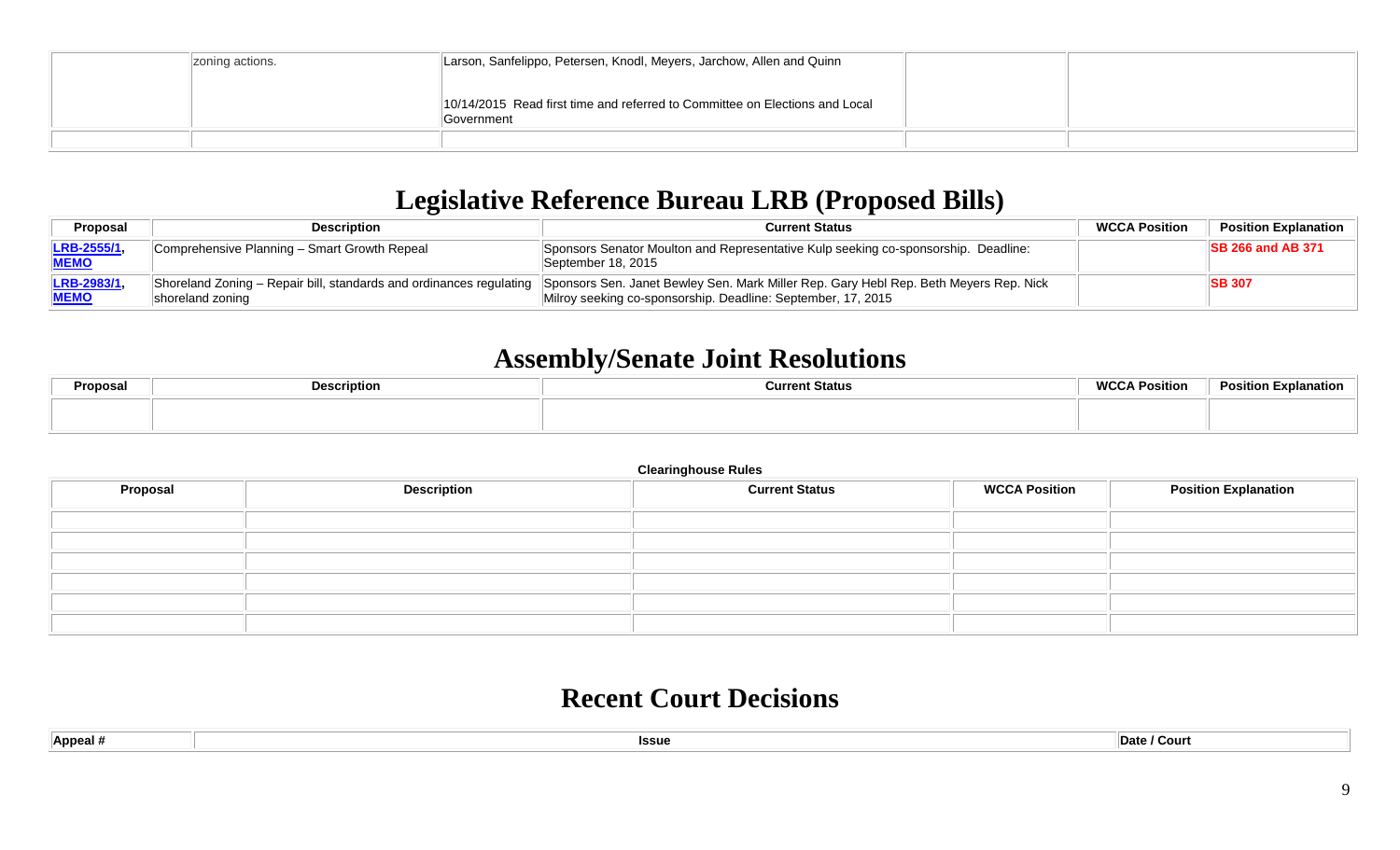| | zoning actions. | Larson, Sanfelippo, Petersen, Knodl, Meyers, Jarchow, Allen and Quinn<br><br>10/14/2015 Read first time and referred to Committee on Elections and Local Government | | |
|---|---|---|---|---|
| | | | | |

# Legislative Reference Bureau LRB (Proposed Bills)

| Proposal | Description | Current Status | WCCA Position | Position Explanation |
|---|---|---|---|---|
| **LRB-2555/1, MEMO** | Comprehensive Planning – Smart Growth Repeal | Sponsors Senator Moulton and Representative Kulp seeking co-sponsorship. Deadline: September 18, 2015 | | **SB 266 and AB 371** |
| **LRB-2983/1, MEMO** | Shoreland Zoning – Repair bill, standards and ordinances regulating shoreland zoning | Sponsors Sen. Janet Bewley Sen. Mark Miller Rep. Gary Hebl Rep. Beth Meyers Rep. Nick Milroy seeking co-sponsorship. Deadline: September, 17, 2015 | | **SB 307** |

# Assembly/Senate Joint Resolutions

| Proposal | Description | Current Status | WCCA Position | Position Explanation |
|---|---|---|---|---|
| | | | | |

**Clearinghouse Rules**

| Proposal | Description | Current Status | WCCA Position | Position Explanation |
|---|---|---|---|---|
| | | | | |
| | | | | |
| | | | | |
| | | | | |
| | | | | |
| | | | | |

# Recent Court Decisions

| Appeal # | Issue | Date / Court |
|---|---|---|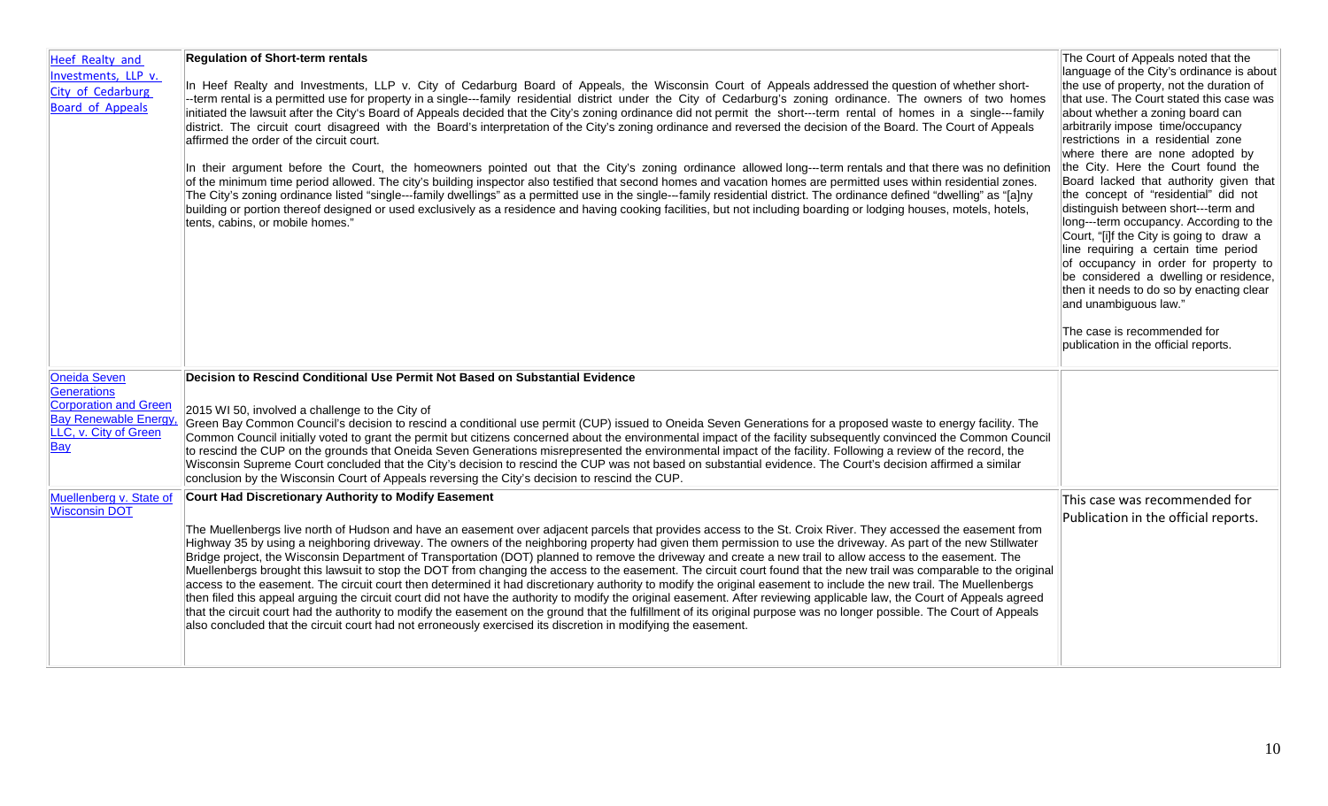| | | |
|---|---|---|
| Heef Realty and Investments, LLP v. City of Cedarburg Board of Appeals | **Regulation of Short-term rentals**<br><br>In Heef Realty and Investments, LLP v. City of Cedarburg Board of Appeals, the Wisconsin Court of Appeals addressed the question of whether short---term rental is a permitted use for property in a single---family residential district under the City of Cedarburg's zoning ordinance. The owners of two homes initiated the lawsuit after the City's Board of Appeals decided that the City's zoning ordinance did not permit the short---term rental of homes in a single---family district. The circuit court disagreed with the Board's interpretation of the City's zoning ordinance and reversed the decision of the Board. The Court of Appeals affirmed the order of the circuit court.<br><br>In their argument before the Court, the homeowners pointed out that the City's zoning ordinance allowed long---term rentals and that there was no definition of the minimum time period allowed. The city's building inspector also testified that second homes and vacation homes are permitted uses within residential zones. The City's zoning ordinance listed "single---family dwellings" as a permitted use in the single---family residential district. The ordinance defined "dwelling" as "[a]ny building or portion thereof designed or used exclusively as a residence and having cooking facilities, but not including boarding or lodging houses, motels, hotels, tents, cabins, or mobile homes." | The Court of Appeals noted that the language of the City's ordinance is about the use of property, not the duration of that use. The Court stated this case was about whether a zoning board can arbitrarily impose time/occupancy restrictions in a residential zone where there are none adopted by the City. Here the Court found the Board lacked that authority given that the concept of "residential" did not distinguish between short---term and long---term occupancy. According to the Court, "[i]f the City is going to draw a line requiring a certain time period of occupancy in order for property to be considered a dwelling or residence, then it needs to do so by enacting clear and unambiguous law."<br><br>The case is recommended for publication in the official reports. |
| Oneida Seven Generations Corporation and Green Bay Renewable Energy, LLC, v. City of Green Bay | **Decision to Rescind Conditional Use Permit Not Based on Substantial Evidence**<br><br>2015 WI 50, involved a challenge to the City of Green Bay Common Council's decision to rescind a conditional use permit (CUP) issued to Oneida Seven Generations for a proposed waste to energy facility. The Common Council initially voted to grant the permit but citizens concerned about the environmental impact of the facility subsequently convinced the Common Council to rescind the CUP on the grounds that Oneida Seven Generations misrepresented the environmental impact of the facility. Following a review of the record, the Wisconsin Supreme Court concluded that the City's decision to rescind the CUP was not based on substantial evidence. The Court's decision affirmed a similar conclusion by the Wisconsin Court of Appeals reversing the City's decision to rescind the CUP. | |
| Muellenberg v. State of Wisconsin DOT | **Court Had Discretionary Authority to Modify Easement**<br><br>The Muellenbergs live north of Hudson and have an easement over adjacent parcels that provides access to the St. Croix River. They accessed the easement from Highway 35 by using a neighboring driveway. The owners of the neighboring property had given them permission to use the driveway. As part of the new Stillwater Bridge project, the Wisconsin Department of Transportation (DOT) planned to remove the driveway and create a new trail to allow access to the easement. The Muellenbergs brought this lawsuit to stop the DOT from changing the access to the easement. The circuit court found that the new trail was comparable to the original access to the easement. The circuit court then determined it had discretionary authority to modify the original easement to include the new trail. The Muellenbergs then filed this appeal arguing the circuit court did not have the authority to modify the original easement. After reviewing applicable law, the Court of Appeals agreed that the circuit court had the authority to modify the easement on the ground that the fulfillment of its original purpose was no longer possible. The Court of Appeals also concluded that the circuit court had not erroneously exercised its discretion in modifying the easement. | This case was recommended for Publication in the official reports. |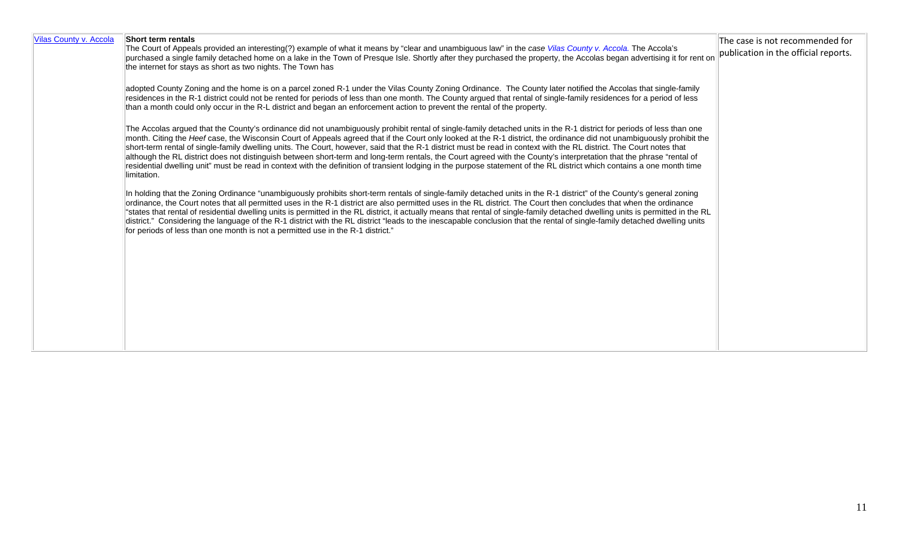| | | |
|---|---|---|
| Vilas County v. Accola | **Short term rentals**<br>The Court of Appeals provided an interesting(?) example of what it means by "clear and unambiguous law" in the *case Vilas County v. Accola.* The Accola's purchased a single family detached home on a lake in the Town of Presque Isle. Shortly after they purchased the property, the Accolas began advertising it for rent on the internet for stays as short as two nights. The Town has<br><br>adopted County Zoning and the home is on a parcel zoned R-1 under the Vilas County Zoning Ordinance. The County later notified the Accolas that single-family residences in the R-1 district could not be rented for periods of less than one month. The County argued that rental of single-family residences for a period of less than a month could only occur in the R-L district and began an enforcement action to prevent the rental of the property.<br><br>The Accolas argued that the County's ordinance did not unambiguously prohibit rental of single-family detached units in the R-1 district for periods of less than one month. Citing the *Heef* case, the Wisconsin Court of Appeals agreed that if the Court only looked at the R-1 district, the ordinance did not unambiguously prohibit the short-term rental of single-family dwelling units. The Court, however, said that the R-1 district must be read in context with the RL district. The Court notes that although the RL district does not distinguish between short-term and long-term rentals, the Court agreed with the County's interpretation that the phrase "rental of residential dwelling unit" must be read in context with the definition of transient lodging in the purpose statement of the RL district which contains a one month time limitation.<br><br>In holding that the Zoning Ordinance "unambiguously prohibits short-term rentals of single-family detached units in the R-1 district" of the County's general zoning ordinance, the Court notes that all permitted uses in the R-1 district are also permitted uses in the RL district. The Court then concludes that when the ordinance "states that rental of residential dwelling units is permitted in the RL district, it actually means that rental of single-family detached dwelling units is permitted in the RL district." Considering the language of the R-1 district with the RL district "leads to the inescapable conclusion that the rental of single-family detached dwelling units for periods of less than one month is not a permitted use in the R-1 district." | The case is not recommended for publication in the official reports. |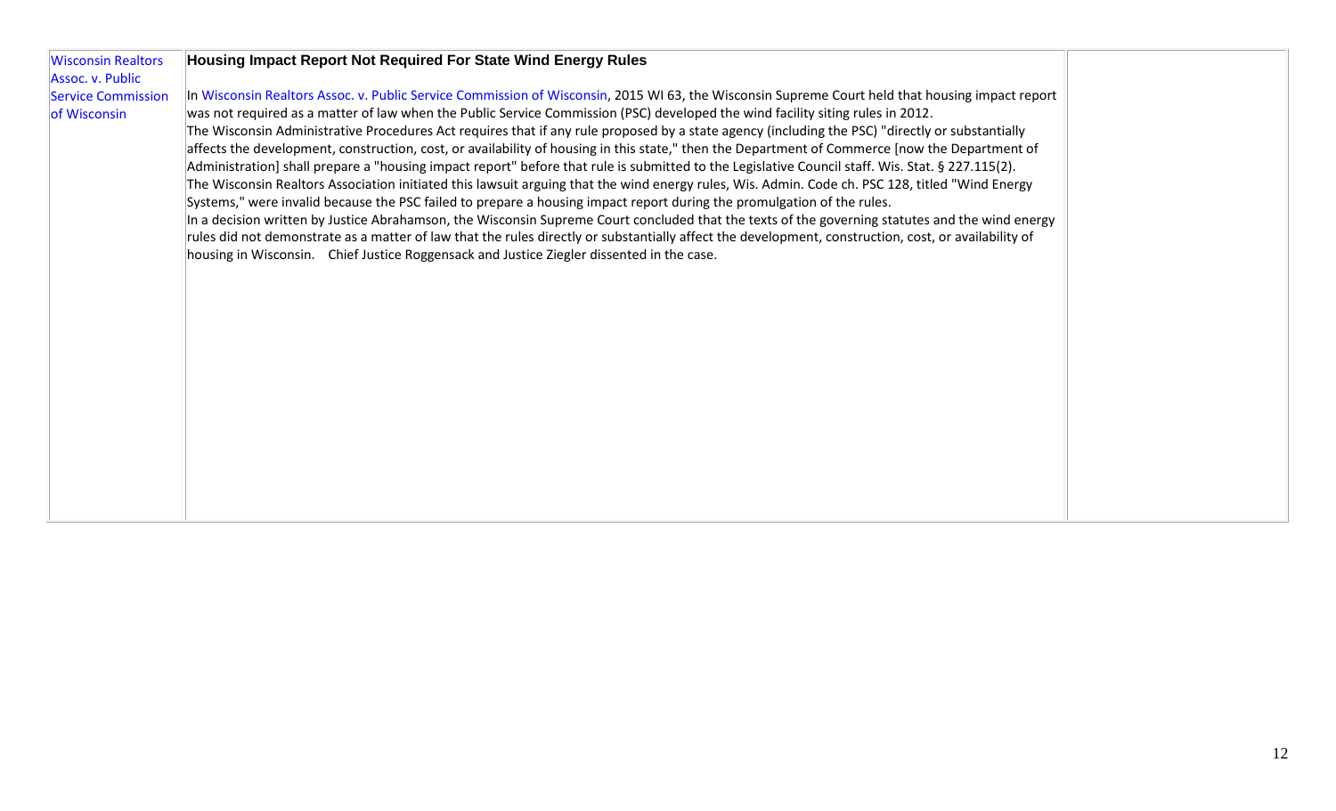| Wisconsin Realtors Assoc. v. Public Service Commission of Wisconsin | **Housing Impact Report Not Required For State Wind Energy Rules**<br><br>In Wisconsin Realtors Assoc. v. Public Service Commission of Wisconsin, 2015 WI 63, the Wisconsin Supreme Court held that housing impact report was not required as a matter of law when the Public Service Commission (PSC) developed the wind facility siting rules in 2012.<br>The Wisconsin Administrative Procedures Act requires that if any rule proposed by a state agency (including the PSC) "directly or substantially affects the development, construction, cost, or availability of housing in this state," then the Department of Commerce [now the Department of Administration] shall prepare a "housing impact report" before that rule is submitted to the Legislative Council staff. Wis. Stat. § 227.115(2).<br>The Wisconsin Realtors Association initiated this lawsuit arguing that the wind energy rules, Wis. Admin. Code ch. PSC 128, titled "Wind Energy Systems," were invalid because the PSC failed to prepare a housing impact report during the promulgation of the rules.<br>In a decision written by Justice Abrahamson, the Wisconsin Supreme Court concluded that the texts of the governing statutes and the wind energy rules did not demonstrate as a matter of law that the rules directly or substantially affect the development, construction, cost, or availability of housing in Wisconsin. Chief Justice Roggensack and Justice Ziegler dissented in the case. | |
|---|---|---|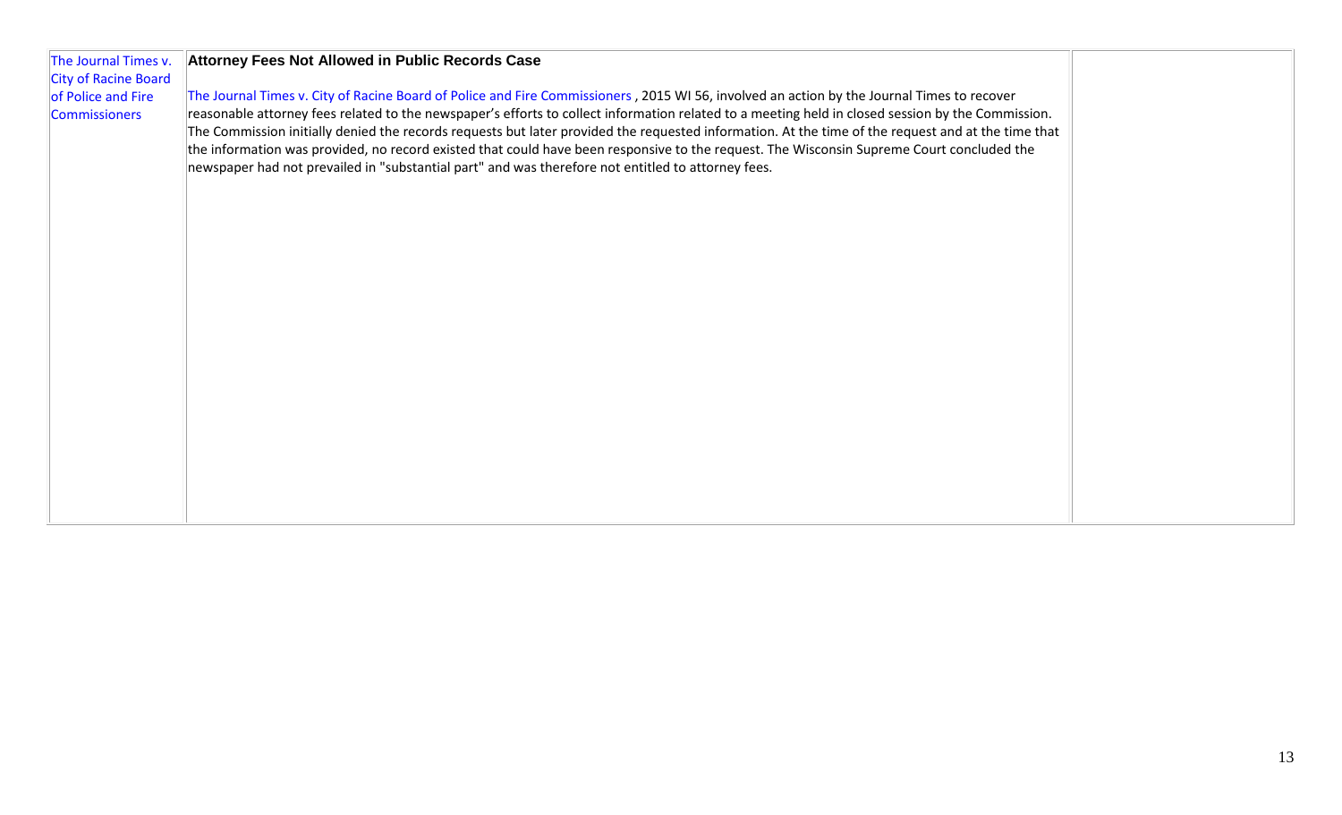| The Journal Times v. City of Racine Board of Police and Fire Commissioners | **Attorney Fees Not Allowed in Public Records Case**<br><br>The Journal Times v. City of Racine Board of Police and Fire Commissioners , 2015 WI 56, involved an action by the Journal Times to recover reasonable attorney fees related to the newspaper's efforts to collect information related to a meeting held in closed session by the Commission. The Commission initially denied the records requests but later provided the requested information. At the time of the request and at the time that the information was provided, no record existed that could have been responsive to the request. The Wisconsin Supreme Court concluded the newspaper had not prevailed in "substantial part" and was therefore not entitled to attorney fees. | |
|---|---|---|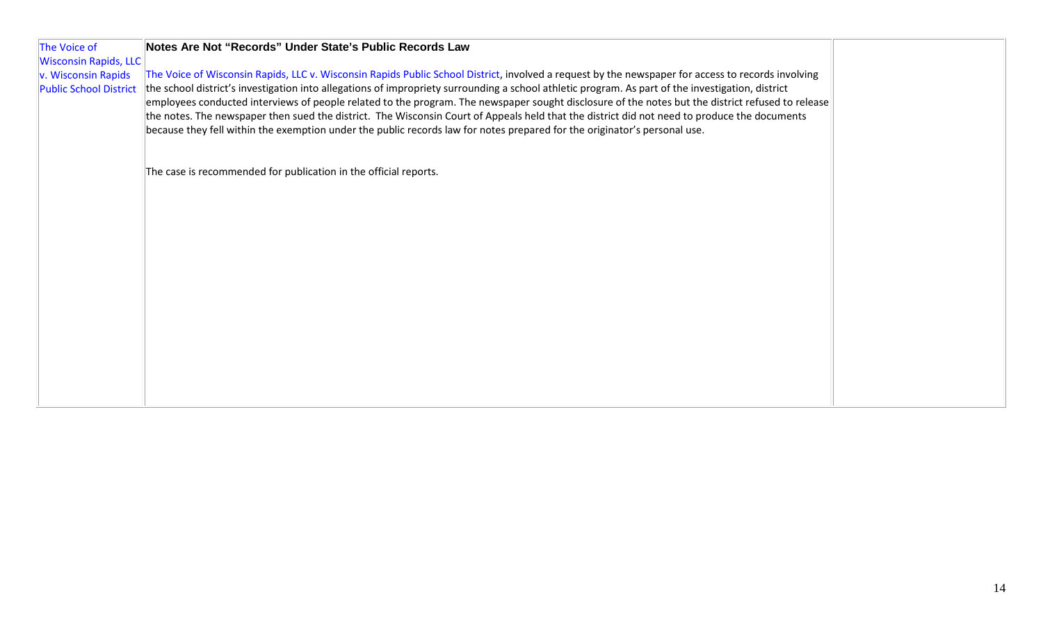| | | |
|---|---|---|
| The Voice of Wisconsin Rapids, LLC v. Wisconsin Rapids Public School District | **Notes Are Not "Records" Under State's Public Records Law**<br><br>The Voice of Wisconsin Rapids, LLC v. Wisconsin Rapids Public School District, involved a request by the newspaper for access to records involving the school district's investigation into allegations of impropriety surrounding a school athletic program. As part of the investigation, district employees conducted interviews of people related to the program. The newspaper sought disclosure of the notes but the district refused to release the notes. The newspaper then sued the district. The Wisconsin Court of Appeals held that the district did not need to produce the documents because they fell within the exemption under the public records law for notes prepared for the originator's personal use.<br><br>The case is recommended for publication in the official reports. | |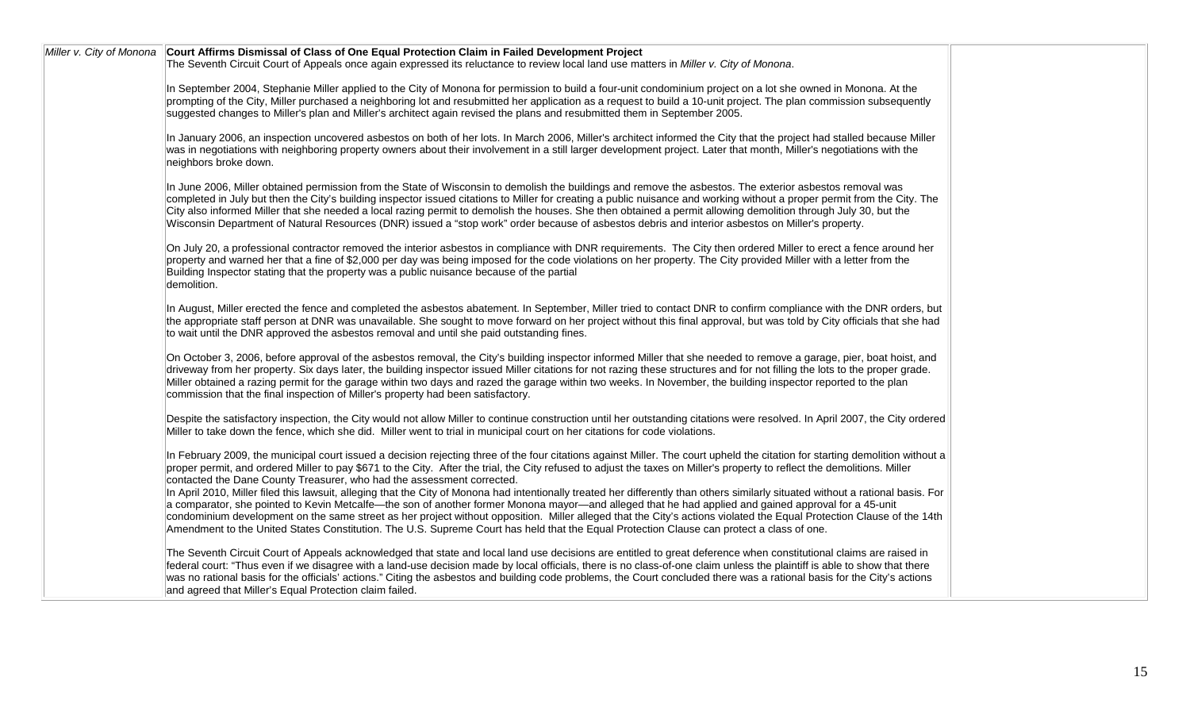| | | |
|---|---|---|
| *Miller v. City of Monona* | **Court Affirms Dismissal of Class of One Equal Protection Claim in Failed Development Project**<br>The Seventh Circuit Court of Appeals once again expressed its reluctance to review local land use matters in *Miller v. City of Monona*.<br><br>In September 2004, Stephanie Miller applied to the City of Monona for permission to build a four-unit condominium project on a lot she owned in Monona. At the prompting of the City, Miller purchased a neighboring lot and resubmitted her application as a request to build a 10-unit project. The plan commission subsequently suggested changes to Miller's plan and Miller's architect again revised the plans and resubmitted them in September 2005.<br><br>In January 2006, an inspection uncovered asbestos on both of her lots. In March 2006, Miller's architect informed the City that the project had stalled because Miller was in negotiations with neighboring property owners about their involvement in a still larger development project. Later that month, Miller's negotiations with the neighbors broke down.<br><br>In June 2006, Miller obtained permission from the State of Wisconsin to demolish the buildings and remove the asbestos. The exterior asbestos removal was completed in July but then the City's building inspector issued citations to Miller for creating a public nuisance and working without a proper permit from the City. The City also informed Miller that she needed a local razing permit to demolish the houses. She then obtained a permit allowing demolition through July 30, but the Wisconsin Department of Natural Resources (DNR) issued a "stop work" order because of asbestos debris and interior asbestos on Miller's property.<br><br>On July 20, a professional contractor removed the interior asbestos in compliance with DNR requirements. The City then ordered Miller to erect a fence around her property and warned her that a fine of $2,000 per day was being imposed for the code violations on her property. The City provided Miller with a letter from the Building Inspector stating that the property was a public nuisance because of the partial demolition.<br><br>In August, Miller erected the fence and completed the asbestos abatement. In September, Miller tried to contact DNR to confirm compliance with the DNR orders, but the appropriate staff person at DNR was unavailable. She sought to move forward on her project without this final approval, but was told by City officials that she had to wait until the DNR approved the asbestos removal and until she paid outstanding fines.<br><br>On October 3, 2006, before approval of the asbestos removal, the City's building inspector informed Miller that she needed to remove a garage, pier, boat hoist, and driveway from her property. Six days later, the building inspector issued Miller citations for not razing these structures and for not filling the lots to the proper grade. Miller obtained a razing permit for the garage within two days and razed the garage within two weeks. In November, the building inspector reported to the plan commission that the final inspection of Miller's property had been satisfactory.<br><br>Despite the satisfactory inspection, the City would not allow Miller to continue construction until her outstanding citations were resolved. In April 2007, the City ordered Miller to take down the fence, which she did. Miller went to trial in municipal court on her citations for code violations.<br><br>In February 2009, the municipal court issued a decision rejecting three of the four citations against Miller. The court upheld the citation for starting demolition without a proper permit, and ordered Miller to pay $671 to the City. After the trial, the City refused to adjust the taxes on Miller's property to reflect the demolitions. Miller contacted the Dane County Treasurer, who had the assessment corrected.<br>In April 2010, Miller filed this lawsuit, alleging that the City of Monona had intentionally treated her differently than others similarly situated without a rational basis. For a comparator, she pointed to Kevin Metcalfe—the son of another former Monona mayor—and alleged that he had applied and gained approval for a 45-unit condominium development on the same street as her project without opposition. Miller alleged that the City's actions violated the Equal Protection Clause of the 14th Amendment to the United States Constitution. The U.S. Supreme Court has held that the Equal Protection Clause can protect a class of one.<br><br>The Seventh Circuit Court of Appeals acknowledged that state and local land use decisions are entitled to great deference when constitutional claims are raised in federal court: "Thus even if we disagree with a land-use decision made by local officials, there is no class-of-one claim unless the plaintiff is able to show that there was no rational basis for the officials' actions." Citing the asbestos and building code problems, the Court concluded there was a rational basis for the City's actions and agreed that Miller's Equal Protection claim failed. | |